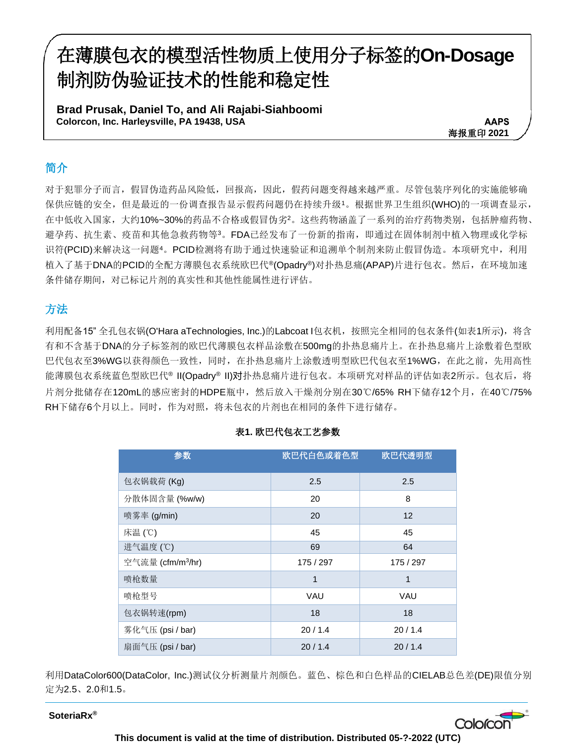# 在薄膜包衣的模型活性物质上使用分子标签的On-Dosage制剂防伪验证技术的性能和稳定性

**Brad Prusak, Daniel To, and Ali Rajabi-Siahboomi**
**Colorcon, Inc. Harleysville, PA 19438, USA**

**AAPS**
**海报重印 2021**

## 简介

对于犯罪分子而言，假冒伪造药品风险低，回报高，因此，假药问题变得越来越严重。尽管包装序列化的实施能够确保供应链的安全，但是最近的一份调查报告显示假药问题仍在持续升级[1]。根据世界卫生组织(WHO)的一项调查显示，在中低收入国家，大约10%~30%的药品不合格或假冒伪劣[2]。这些药物涵盖了一系列的治疗药物类别，包括肿瘤药物、避孕药、抗生素、疫苗和其他急救药物等[3]。FDA已经发布了一份新的指南，即通过在固体制剂中植入物理或化学标识符(PCID)来解决这一问题[4]。PCID检测将有助于通过快速验证和追溯单个制剂来防止假冒伪造。本项研究中，利用植入了基于DNA的PCID的全配方薄膜包衣系统欧巴代®(Opadry®)对扑热息痛(APAP)片进行包衣。然后，在环境加速条件储存期间，对已标记片剂的真实性和其他性能属性进行评估。

## 方法

利用配备15" 全孔包衣锅(O'Hara aTechnologies, Inc.)的Labcoat I包衣机，按照完全相同的包衣条件(如表1所示)，将含有和不含基于DNA的分子标签剂的欧巴代薄膜包衣样品涂敷在500mg的扑热息痛片上。在扑热息痛片上涂敷着色型欧巴代包衣至3%WG以获得颜色一致性，同时，在扑热息痛片上涂敷透明型欧巴代包衣至1%WG，在此之前，先用高性能薄膜包衣系统蓝色型欧巴代® II(Opadry® II)对扑热息痛片进行包衣。本项研究对样品的评估如表2所示。包衣后，将片剂分批储存在120mL的感应密封的HDPE瓶中，然后放入干燥剂分别在30℃/65% RH下储存12个月，在40℃/75% RH下储存6个月以上。同时，作为对照，将未包衣的片剂也在相同的条件下进行储存。

**表1. 欧巴代包衣工艺参数**

| 参数 | 欧巴代白色或着色型 | 欧巴代透明型 |
|---|---|---|
| 包衣锅载荷 (Kg) | 2.5 | 2.5 |
| 分散体固含量 (%w/w) | 20 | 8 |
| 喷雾率 (g/min) | 20 | 12 |
| 床温 (℃) | 45 | 45 |
| 进气温度 (℃) | 69 | 64 |
| 空气流量 (cfm/m³/hr) | 175 / 297 | 175 / 297 |
| 喷枪数量 | 1 | 1 |
| 喷枪型号 | VAU | VAU |
| 包衣锅转速(rpm) | 18 | 18 |
| 雾化气压 (psi / bar) | 20 / 1.4 | 20 / 1.4 |
| 扇面气压 (psi / bar) | 20 / 1.4 | 20 / 1.4 |

利用DataColor600(DataColor, Inc.)测试仪分析测量片剂颜色。蓝色、棕色和白色样品的CIELAB总色差(DE)限值分别定为2.5、2.0和1.5。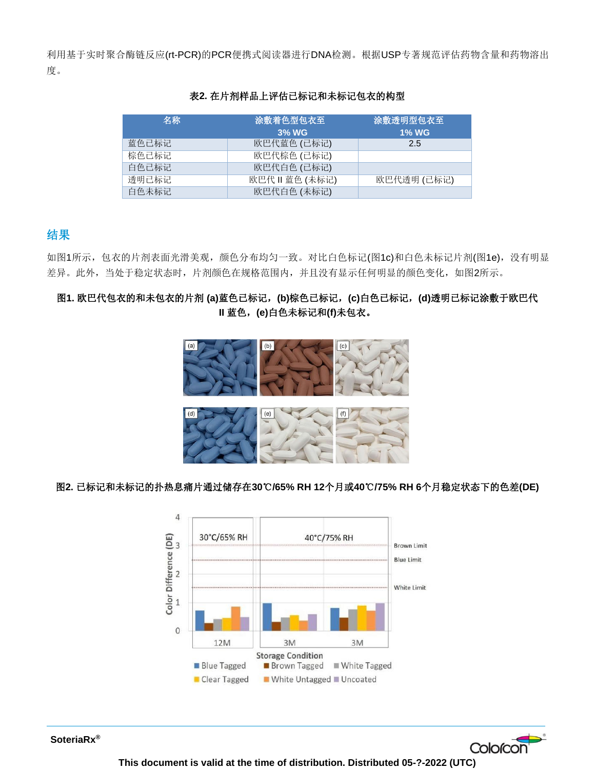利用基于实时聚合酶链反应(rt-PCR)的PCR便携式阅读器进行DNA检测。根据USP专著规范评估药物含量和药物溶出度。

**表2. 在片剂样品上评估已标记和未标记包衣的构型**

| 名称 | 涂敷着色型包衣至 3% WG | 涂敷透明型包衣至 1% WG |
|---|---|---|
| 蓝色已标记 | 欧巴代蓝色 (已标记) | 2.5 |
| 棕色已标记 | 欧巴代棕色 (已标记) | |
| 白色已标记 | 欧巴代白色 (已标记) | |
| 透明已标记 | 欧巴代 II 蓝色 (未标记) | 欧巴代透明 (已标记) |
| 白色未标记 | 欧巴代白色 (未标记) | |

## 结果

如图1所示，包衣的片剂表面光滑美观，颜色分布均匀一致。对比白色标记(图1c)和白色未标记片剂(图1e)，没有明显差异。此外，当处于稳定状态时，片剂颜色在规格范围内，并且没有显示任何明显的颜色变化，如图2所示。

**图1. 欧巴代包衣的和未包衣的片剂 (a)蓝色已标记，(b)棕色已标记，(c)白色已标记，(d)透明已标记涂敷于欧巴代 II 蓝色，(e)白色未标记和(f)未包衣。**

**图2. 已标记和未标记的扑热息痛片通过储存在30℃/65% RH 12个月或40℃/75% RH 6个月稳定状态下的色差(DE)**

**SoteriaRx®**

**This document is valid at the time of distribution. Distributed 05-?-2022 (UTC)**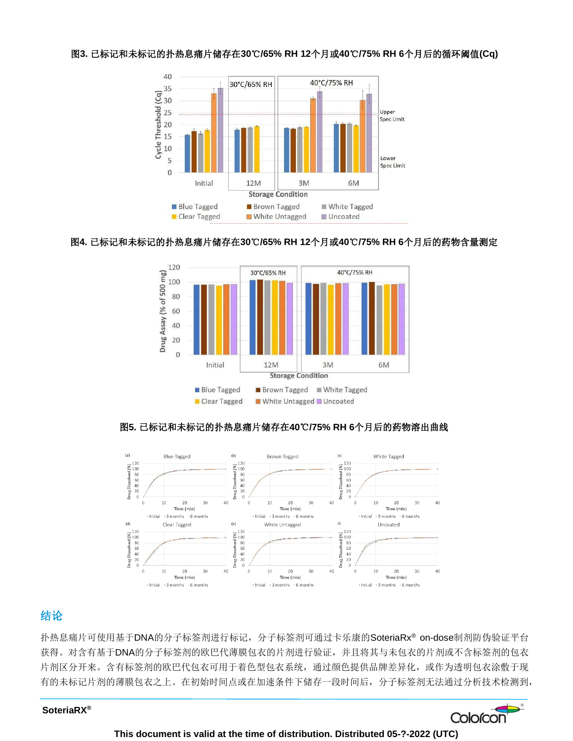**图3. 已标记和未标记的扑热息痛片储存在30℃/65% RH 12个月或40℃/75% RH 6个月后的循环阈值(Cq)**

**图4. 已标记和未标记的扑热息痛片储存在30℃/65% RH 12个月或40℃/75% RH 6个月后的药物含量测定**

**图5. 已标记和未标记的扑热息痛片储存在40℃/75% RH 6个月后的药物溶出曲线**

## 结论

扑热息痛片可使用基于DNA的分子标签剂进行标记，分子标签剂可通过卡乐康的SoteriaRx® on-dose制剂防伪验证平台获得。对含有基于DNA的分子标签剂的欧巴代薄膜包衣的片剂进行验证，并且将其与未包衣的片剂或不含标签剂的包衣片剂区分开来。含有标签剂的欧巴代包衣可用于着色型包衣系统，通过颜色提供品牌差异化，或作为透明包衣涂敷于现有的未标记片剂的薄膜包衣之上。在初始时间点或在加速条件下储存一段时间后，分子标签剂无法通过分析技术检测到，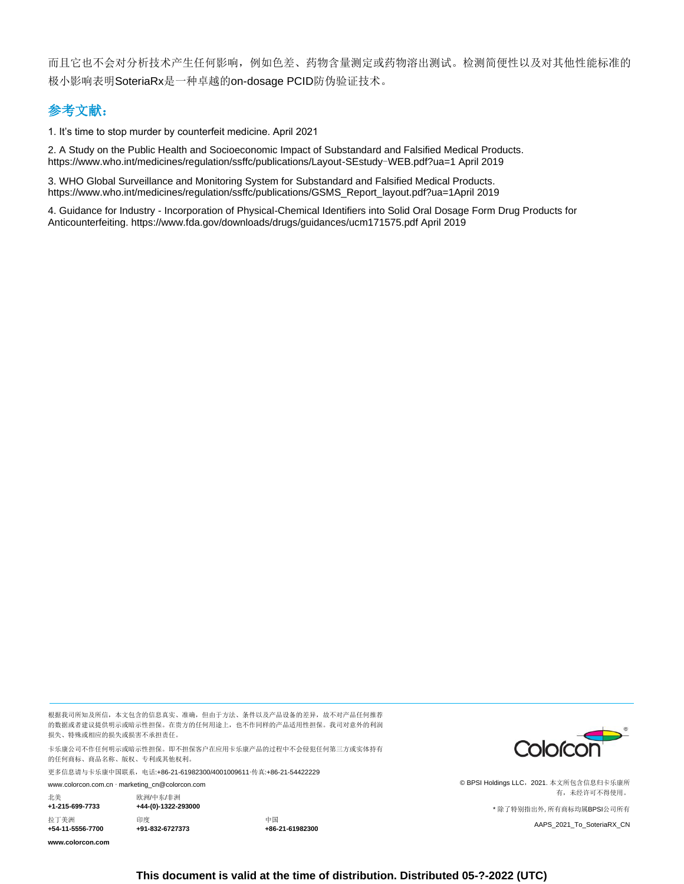而且它也不会对分析技术产生任何影响，例如色差、药物含量测定或药物溶出测试。检测简便性以及对其他性能标准的极小影响表明SoteriaRx是一种卓越的on-dosage PCID防伪验证技术。

## 参考文献：

1. It's time to stop murder by counterfeit medicine. April 2021

2. A Study on the Public Health and Socioeconomic Impact of Substandard and Falsified Medical Products. https://www.who.int/medicines/regulation/ssffc/publications/Layout-SEstudy-WEB.pdf?ua=1 April 2019

3. WHO Global Surveillance and Monitoring System for Substandard and Falsified Medical Products. https://www.who.int/medicines/regulation/ssffc/publications/GSMS_Report_layout.pdf?ua=1April 2019

4. Guidance for Industry - Incorporation of Physical-Chemical Identifiers into Solid Oral Dosage Form Drug Products for Anticounterfeiting. https://www.fda.gov/downloads/drugs/guidances/ucm171575.pdf April 2019

---

根据我司所知及所信，本文包含的信息真实、准确，但由于方法、条件以及产品设备的差异，故不对产品任何推荐的数据或者建议提供明示或暗示性担保。在贵方的任何用途上，也不作同样的产品适用性担保。我司对意外的利润损失、特殊或相应的损失或损害不承担责任。

卡乐康公司不作任何明示或暗示性担保。即不担保客户在应用卡乐康产品的过程中不会侵犯任何第三方或实体持有的任何商标、商品名称、版权、专利或其他权利。

更多信息请与卡乐康中国联系，电话:+86-21-61982300/4001009611·传真:+86-21-54422229

www.colorcon.com.cn · marketing_cn@colorcon.com

北美
**+1-215-699-7733**

欧洲/中东/非洲
**+44-(0)-1322-293000**

拉丁美洲
**+54-11-5556-7700**

印度
**+91-832-6727373**

中国
**+86-21-61982300**

**www.colorcon.com**

© BPSI Holdings LLC，2021. 本文所包含信息归卡乐康所有，未经许可不得使用。

* 除了特别指出外, 所有商标均属BPSI公司所有

AAPS_2021_To_SoteriaRX_CN

**This document is valid at the time of distribution. Distributed 05-?-2022 (UTC)**